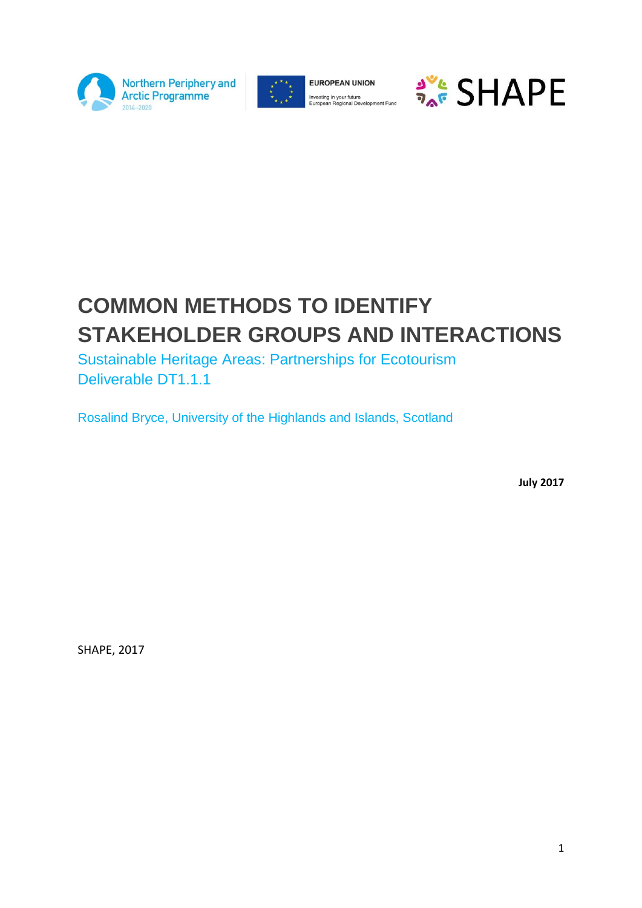Northern Periphery and Arctic Programme 2014–2020

EUROPEAN UNION
Investing in your future
European Regional Development Fund

SHAPE

# COMMON METHODS TO IDENTIFY STAKEHOLDER GROUPS AND INTERACTIONS

Sustainable Heritage Areas: Partnerships for Ecotourism
Deliverable DT1.1.1

Rosalind Bryce, University of the Highlands and Islands, Scotland

**July 2017**

SHAPE, 2017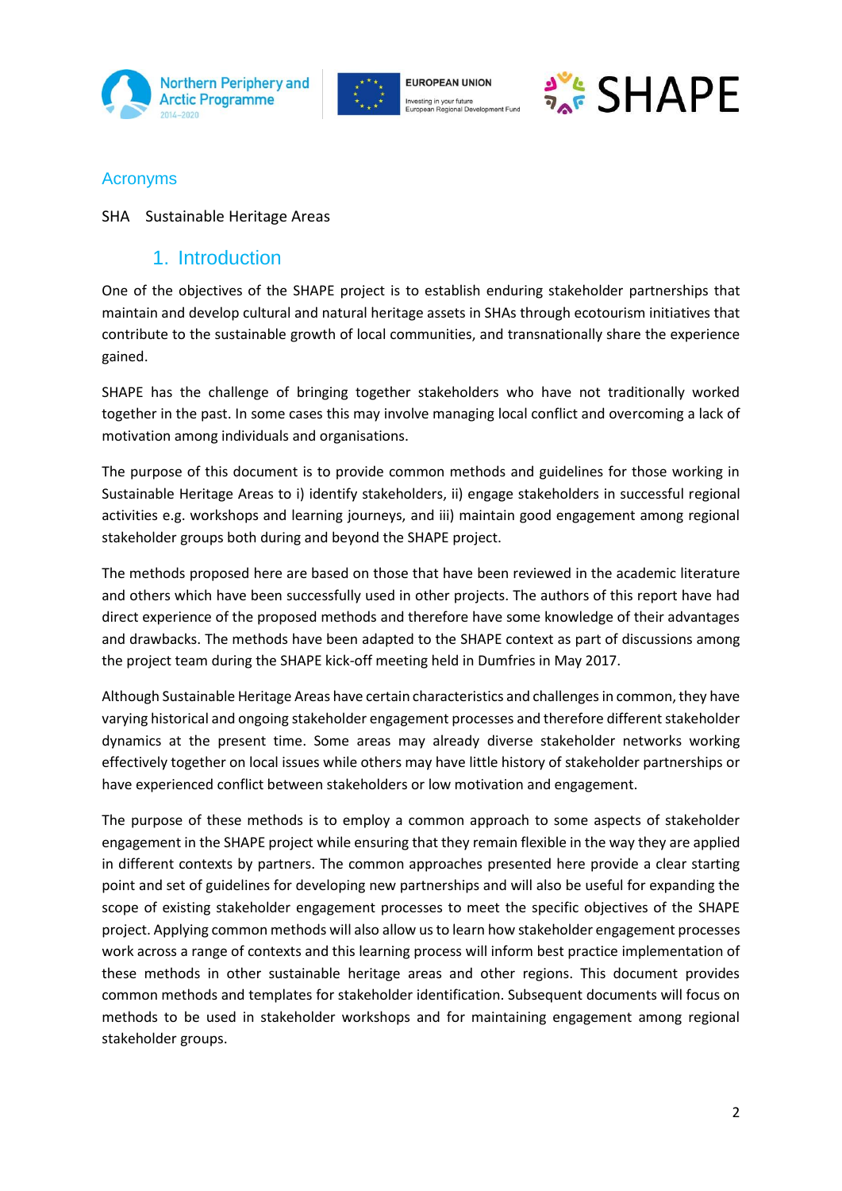## Acronyms

SHA Sustainable Heritage Areas

## 1. Introduction

One of the objectives of the SHAPE project is to establish enduring stakeholder partnerships that maintain and develop cultural and natural heritage assets in SHAs through ecotourism initiatives that contribute to the sustainable growth of local communities, and transnationally share the experience gained.

SHAPE has the challenge of bringing together stakeholders who have not traditionally worked together in the past. In some cases this may involve managing local conflict and overcoming a lack of motivation among individuals and organisations.

The purpose of this document is to provide common methods and guidelines for those working in Sustainable Heritage Areas to i) identify stakeholders, ii) engage stakeholders in successful regional activities e.g. workshops and learning journeys, and iii) maintain good engagement among regional stakeholder groups both during and beyond the SHAPE project.

The methods proposed here are based on those that have been reviewed in the academic literature and others which have been successfully used in other projects. The authors of this report have had direct experience of the proposed methods and therefore have some knowledge of their advantages and drawbacks. The methods have been adapted to the SHAPE context as part of discussions among the project team during the SHAPE kick-off meeting held in Dumfries in May 2017.

Although Sustainable Heritage Areas have certain characteristics and challenges in common, they have varying historical and ongoing stakeholder engagement processes and therefore different stakeholder dynamics at the present time. Some areas may already diverse stakeholder networks working effectively together on local issues while others may have little history of stakeholder partnerships or have experienced conflict between stakeholders or low motivation and engagement.

The purpose of these methods is to employ a common approach to some aspects of stakeholder engagement in the SHAPE project while ensuring that they remain flexible in the way they are applied in different contexts by partners. The common approaches presented here provide a clear starting point and set of guidelines for developing new partnerships and will also be useful for expanding the scope of existing stakeholder engagement processes to meet the specific objectives of the SHAPE project. Applying common methods will also allow us to learn how stakeholder engagement processes work across a range of contexts and this learning process will inform best practice implementation of these methods in other sustainable heritage areas and other regions. This document provides common methods and templates for stakeholder identification. Subsequent documents will focus on methods to be used in stakeholder workshops and for maintaining engagement among regional stakeholder groups.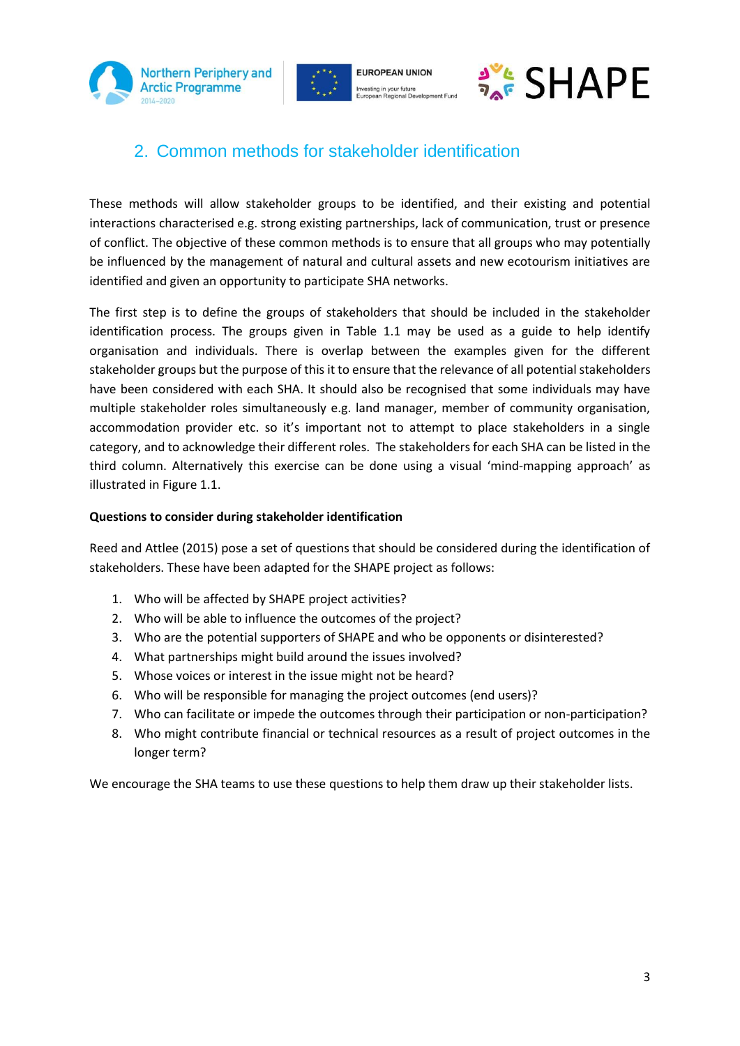## 2. Common methods for stakeholder identification

These methods will allow stakeholder groups to be identified, and their existing and potential interactions characterised e.g. strong existing partnerships, lack of communication, trust or presence of conflict. The objective of these common methods is to ensure that all groups who may potentially be influenced by the management of natural and cultural assets and new ecotourism initiatives are identified and given an opportunity to participate SHA networks.

The first step is to define the groups of stakeholders that should be included in the stakeholder identification process. The groups given in Table 1.1 may be used as a guide to help identify organisation and individuals. There is overlap between the examples given for the different stakeholder groups but the purpose of this it to ensure that the relevance of all potential stakeholders have been considered with each SHA. It should also be recognised that some individuals may have multiple stakeholder roles simultaneously e.g. land manager, member of community organisation, accommodation provider etc. so it's important not to attempt to place stakeholders in a single category, and to acknowledge their different roles. The stakeholders for each SHA can be listed in the third column. Alternatively this exercise can be done using a visual 'mind-mapping approach' as illustrated in Figure 1.1.

**Questions to consider during stakeholder identification**

Reed and Attlee (2015) pose a set of questions that should be considered during the identification of stakeholders. These have been adapted for the SHAPE project as follows:

1. Who will be affected by SHAPE project activities?
2. Who will be able to influence the outcomes of the project?
3. Who are the potential supporters of SHAPE and who be opponents or disinterested?
4. What partnerships might build around the issues involved?
5. Whose voices or interest in the issue might not be heard?
6. Who will be responsible for managing the project outcomes (end users)?
7. Who can facilitate or impede the outcomes through their participation or non-participation?
8. Who might contribute financial or technical resources as a result of project outcomes in the longer term?

We encourage the SHA teams to use these questions to help them draw up their stakeholder lists.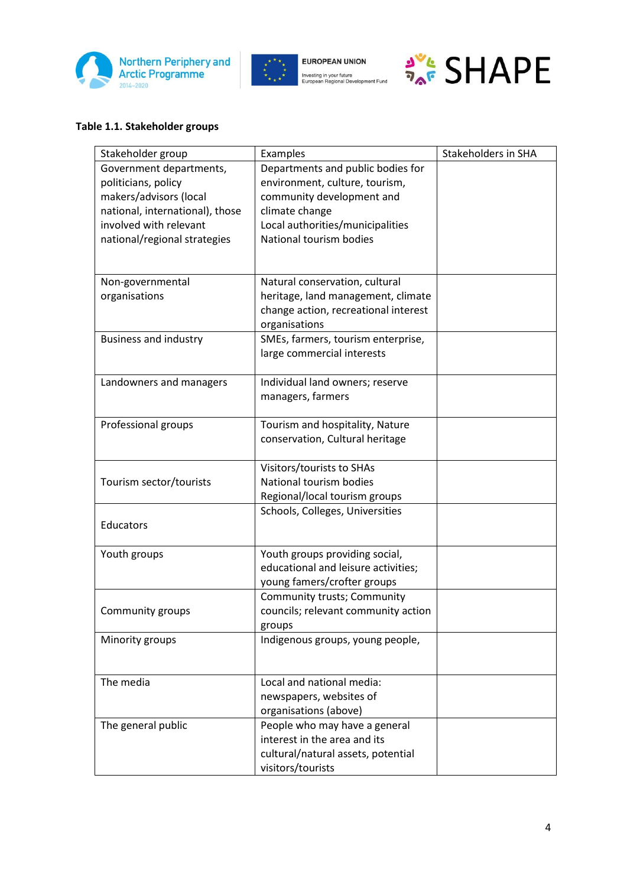**Table 1.1. Stakeholder groups**

| Stakeholder group | Examples | Stakeholders in SHA |
|---|---|---|
| Government departments, politicians, policy makers/advisors (local national, international), those involved with relevant national/regional strategies | Departments and public bodies for environment, culture, tourism, community development and climate change<br>Local authorities/municipalities<br>National tourism bodies | |
| Non-governmental organisations | Natural conservation, cultural heritage, land management, climate change action, recreational interest organisations | |
| Business and industry | SMEs, farmers, tourism enterprise, large commercial interests | |
| Landowners and managers | Individual land owners; reserve managers, farmers | |
| Professional groups | Tourism and hospitality, Nature conservation, Cultural heritage | |
| Tourism sector/tourists | Visitors/tourists to SHAs<br>National tourism bodies<br>Regional/local tourism groups | |
| Educators | Schools, Colleges, Universities | |
| Youth groups | Youth groups providing social, educational and leisure activities; young famers/crofter groups | |
| Community groups | Community trusts; Community councils; relevant community action groups | |
| Minority groups | Indigenous groups, young people, | |
| The media | Local and national media: newspapers, websites of organisations (above) | |
| The general public | People who may have a general interest in the area and its cultural/natural assets, potential visitors/tourists | |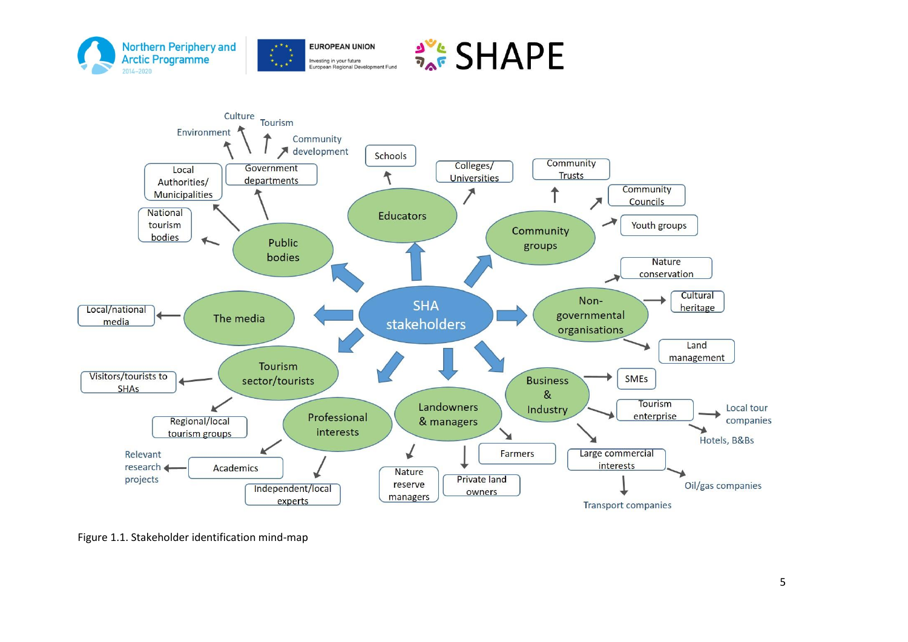- SHA stakeholders
  - Public bodies
    - Local Authorities/ Municipalities
    - National tourism bodies
    - Government departments
      - Environment
      - Culture
      - Tourism
      - Community development
  - Educators
    - Schools
    - Colleges/ Universities
  - Community groups
    - Community Trusts
    - Community Councils
    - Youth groups
  - Non-governmental organisations
    - Nature conservation
    - Cultural heritage
    - Land management
  - Business & Industry
    - SMEs
    - Tourism enterprise
      - Local tour companies
      - Hotels, B&Bs
    - Large commercial interests
      - Oil/gas companies
      - Transport companies
  - Landowners & managers
    - Farmers
    - Private land owners
    - Nature reserve managers
  - Professional interests
    - Academics
      - Relevant research projects
    - Independent/local experts
  - Tourism sector/tourists
    - Visitors/tourists to SHAs
    - Regional/local tourism groups
  - The media
    - Local/national media

Figure 1.1. Stakeholder identification mind-map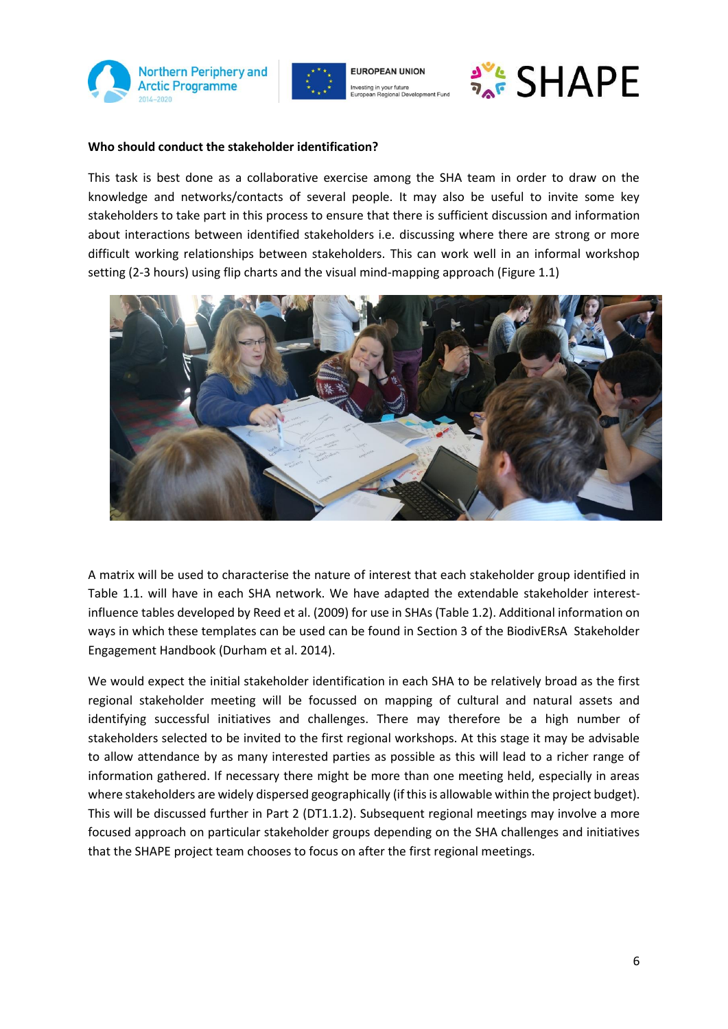**Who should conduct the stakeholder identification?**

This task is best done as a collaborative exercise among the SHA team in order to draw on the knowledge and networks/contacts of several people. It may also be useful to invite some key stakeholders to take part in this process to ensure that there is sufficient discussion and information about interactions between identified stakeholders i.e. discussing where there are strong or more difficult working relationships between stakeholders. This can work well in an informal workshop setting (2-3 hours) using flip charts and the visual mind-mapping approach (Figure 1.1)

A matrix will be used to characterise the nature of interest that each stakeholder group identified in Table 1.1. will have in each SHA network. We have adapted the extendable stakeholder interest-influence tables developed by Reed et al. (2009) for use in SHAs (Table 1.2). Additional information on ways in which these templates can be used can be found in Section 3 of the BiodivERsA Stakeholder Engagement Handbook (Durham et al. 2014).

We would expect the initial stakeholder identification in each SHA to be relatively broad as the first regional stakeholder meeting will be focussed on mapping of cultural and natural assets and identifying successful initiatives and challenges. There may therefore be a high number of stakeholders selected to be invited to the first regional workshops. At this stage it may be advisable to allow attendance by as many interested parties as possible as this will lead to a richer range of information gathered. If necessary there might be more than one meeting held, especially in areas where stakeholders are widely dispersed geographically (if this is allowable within the project budget). This will be discussed further in Part 2 (DT1.1.2). Subsequent regional meetings may involve a more focused approach on particular stakeholder groups depending on the SHA challenges and initiatives that the SHAPE project team chooses to focus on after the first regional meetings.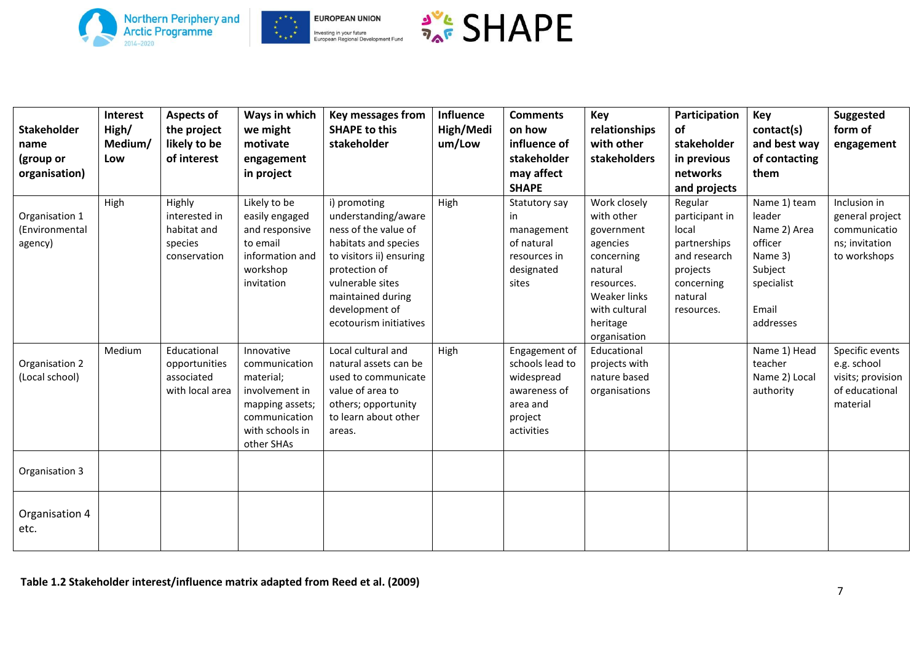| Stakeholder name (group or organisation) | Interest High/ Medium/ Low | Aspects of the project likely to be of interest | Ways in which we might motivate engagement in project | Key messages from SHAPE to this stakeholder | Influence High/Medium/Low | Comments on how influence of stakeholder may affect SHAPE | Key relationships with other stakeholders | Participation of stakeholder in previous networks and projects | Key contact(s) and best way of contacting them | Suggested form of engagement |
|---|---|---|---|---|---|---|---|---|---|---|
| Organisation 1 (Environmental agency) | High | Highly interested in habitat and species conservation | Likely to be easily engaged and responsive to email information and workshop invitation | i) promoting understanding/awareness of the value of habitats and species to visitors ii) ensuring protection of vulnerable sites maintained during development of ecotourism initiatives | High | Statutory say in management of natural resources in designated sites | Work closely with other government agencies concerning natural resources. Weaker links with cultural heritage organisation | Regular participant in local partnerships and research projects concerning natural resources. | Name 1) team leader Name 2) Area officer Name 3) Subject specialist Email addresses | Inclusion in general project communications; invitation to workshops |
| Organisation 2 (Local school) | Medium | Educational opportunities associated with local area | Innovative communication material; involvement in mapping assets; communication with schools in other SHAs | Local cultural and natural assets can be used to communicate value of area to others; opportunity to learn about other areas. | High | Engagement of schools lead to widespread awareness of area and project activities | Educational projects with nature based organisations | | Name 1) Head teacher Name 2) Local authority | Specific events e.g. school visits; provision of educational material |
| Organisation 3 | | | | | | | | | | |
| Organisation 4 etc. | | | | | | | | | | |

**Table 1.2 Stakeholder interest/influence matrix adapted from Reed et al. (2009)**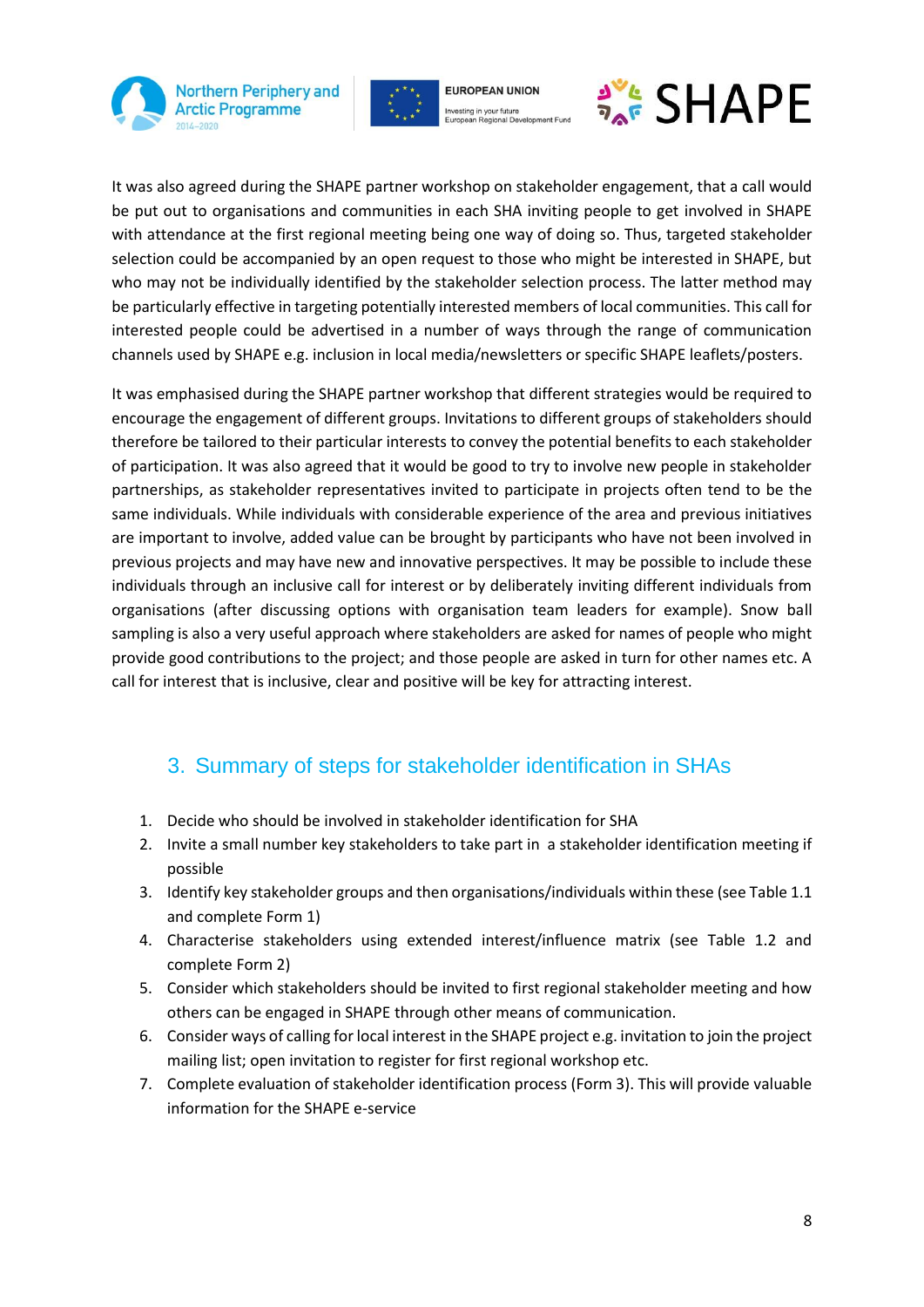It was also agreed during the SHAPE partner workshop on stakeholder engagement, that a call would be put out to organisations and communities in each SHA inviting people to get involved in SHAPE with attendance at the first regional meeting being one way of doing so. Thus, targeted stakeholder selection could be accompanied by an open request to those who might be interested in SHAPE, but who may not be individually identified by the stakeholder selection process. The latter method may be particularly effective in targeting potentially interested members of local communities. This call for interested people could be advertised in a number of ways through the range of communication channels used by SHAPE e.g. inclusion in local media/newsletters or specific SHAPE leaflets/posters.

It was emphasised during the SHAPE partner workshop that different strategies would be required to encourage the engagement of different groups. Invitations to different groups of stakeholders should therefore be tailored to their particular interests to convey the potential benefits to each stakeholder of participation. It was also agreed that it would be good to try to involve new people in stakeholder partnerships, as stakeholder representatives invited to participate in projects often tend to be the same individuals. While individuals with considerable experience of the area and previous initiatives are important to involve, added value can be brought by participants who have not been involved in previous projects and may have new and innovative perspectives. It may be possible to include these individuals through an inclusive call for interest or by deliberately inviting different individuals from organisations (after discussing options with organisation team leaders for example). Snow ball sampling is also a very useful approach where stakeholders are asked for names of people who might provide good contributions to the project; and those people are asked in turn for other names etc. A call for interest that is inclusive, clear and positive will be key for attracting interest.

## 3. Summary of steps for stakeholder identification in SHAs

1. Decide who should be involved in stakeholder identification for SHA
2. Invite a small number key stakeholders to take part in a stakeholder identification meeting if possible
3. Identify key stakeholder groups and then organisations/individuals within these (see Table 1.1 and complete Form 1)
4. Characterise stakeholders using extended interest/influence matrix (see Table 1.2 and complete Form 2)
5. Consider which stakeholders should be invited to first regional stakeholder meeting and how others can be engaged in SHAPE through other means of communication.
6. Consider ways of calling for local interest in the SHAPE project e.g. invitation to join the project mailing list; open invitation to register for first regional workshop etc.
7. Complete evaluation of stakeholder identification process (Form 3). This will provide valuable information for the SHAPE e-service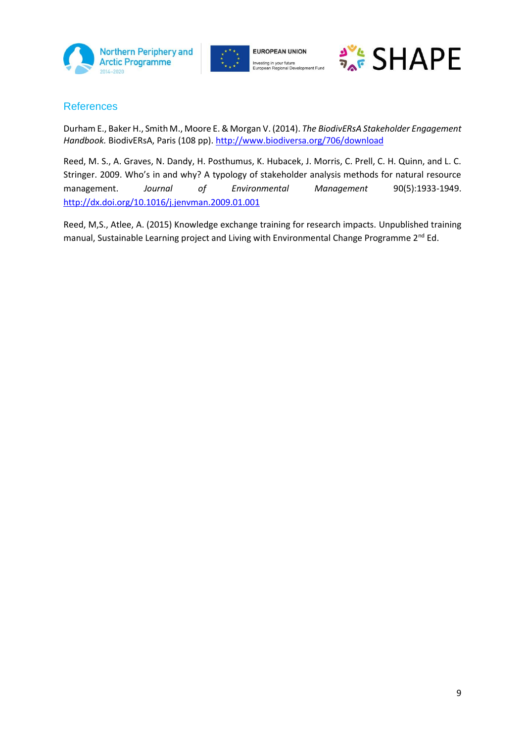## References

Durham E., Baker H., Smith M., Moore E. & Morgan V. (2014). *The BiodivERsA Stakeholder Engagement Handbook.* BiodivERsA, Paris (108 pp). http://www.biodiversa.org/706/download

Reed, M. S., A. Graves, N. Dandy, H. Posthumus, K. Hubacek, J. Morris, C. Prell, C. H. Quinn, and L. C. Stringer. 2009. Who's in and why? A typology of stakeholder analysis methods for natural resource management. *Journal of Environmental Management* 90(5):1933-1949. http://dx.doi.org/10.1016/j.jenvman.2009.01.001

Reed, M,S., Atlee, A. (2015) Knowledge exchange training for research impacts. Unpublished training manual, Sustainable Learning project and Living with Environmental Change Programme 2nd Ed.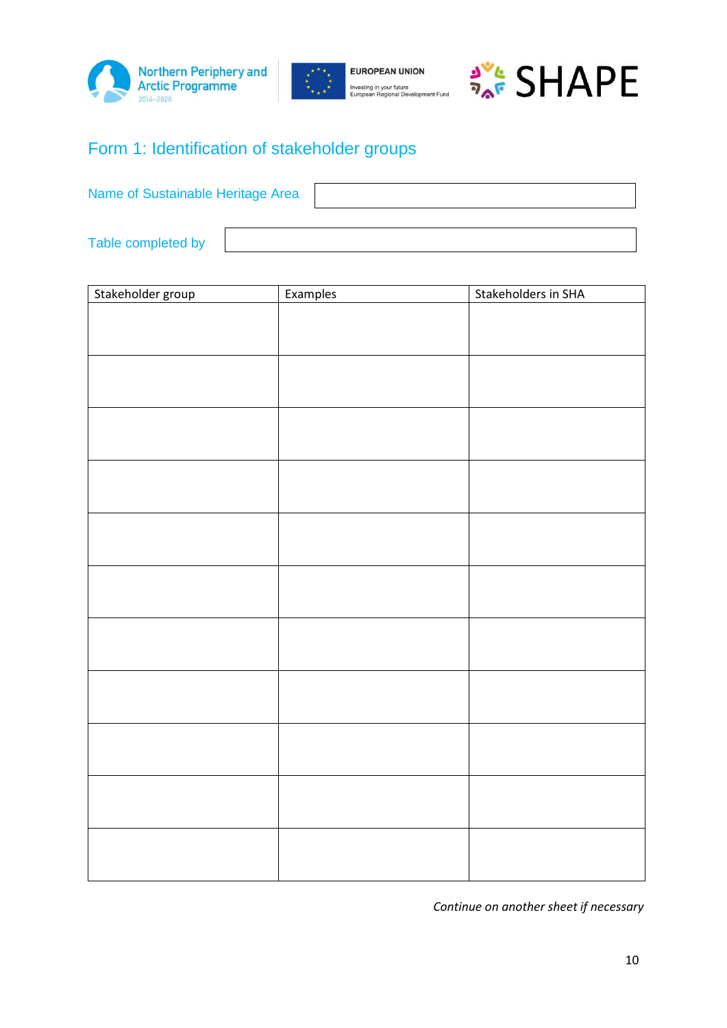# Form 1: Identification of stakeholder groups

Name of Sustainable Heritage Area

Table completed by

| Stakeholder group | Examples | Stakeholders in SHA |
|---|---|---|
| | | |
| | | |
| | | |
| | | |
| | | |
| | | |
| | | |
| | | |
| | | |
| | | |
| | | |

*Continue on another sheet if necessary*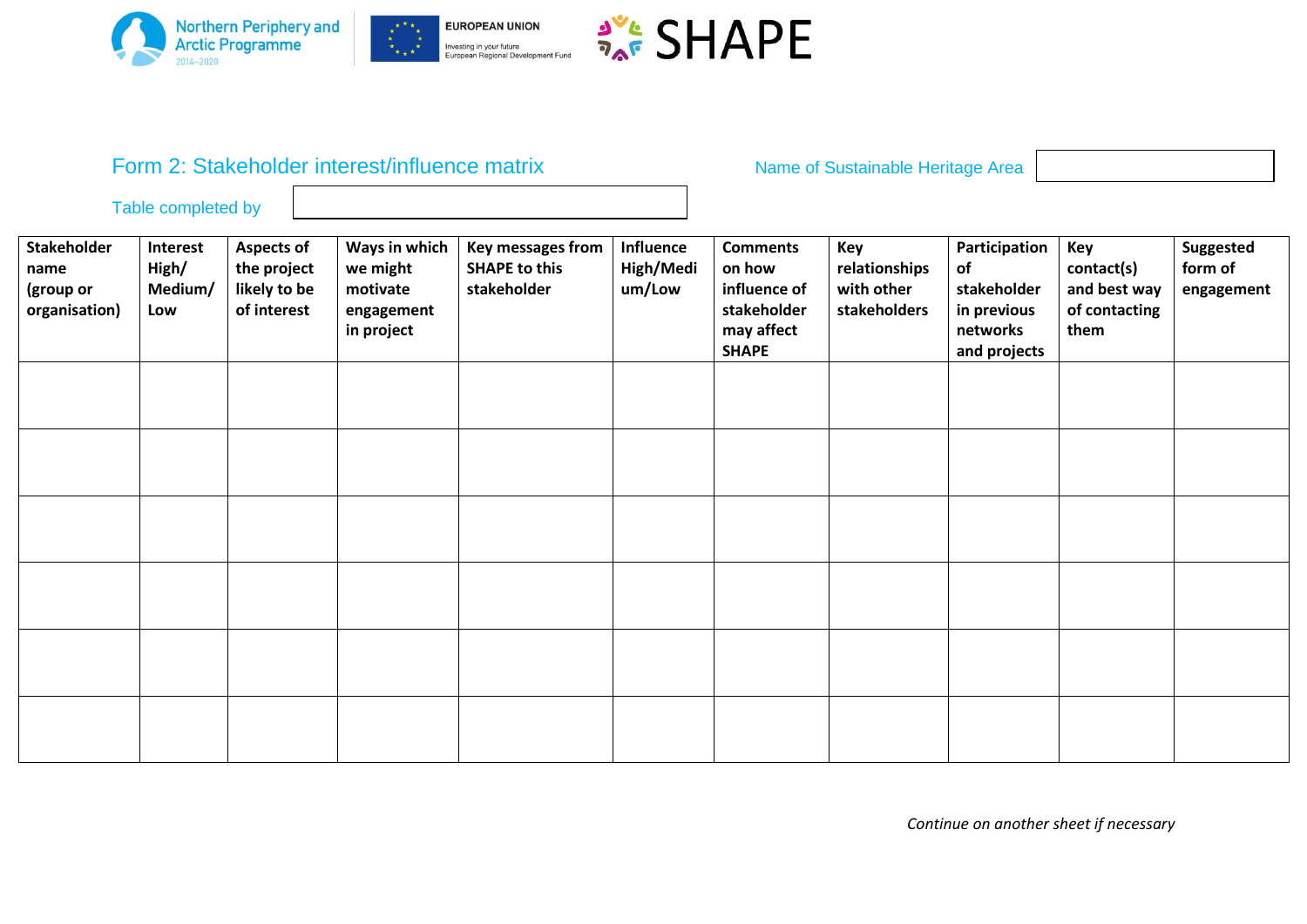## Form 2: Stakeholder interest/influence matrix

Name of Sustainable Heritage Area

Table completed by

| Stakeholder name (group or organisation) | Interest High/ Medium/ Low | Aspects of the project likely to be of interest | Ways in which we might motivate engagement in project | Key messages from SHAPE to this stakeholder | Influence High/Medium/Low | Comments on how influence of stakeholder may affect SHAPE | Key relationships with other stakeholders | Participation of stakeholder in previous networks and projects | Key contact(s) and best way of contacting them | Suggested form of engagement |
|---|---|---|---|---|---|---|---|---|---|---|
| | | | | | | | | | | |
| | | | | | | | | | | |
| | | | | | | | | | | |
| | | | | | | | | | | |
| | | | | | | | | | | |
| | | | | | | | | | | |

*Continue on another sheet if necessary*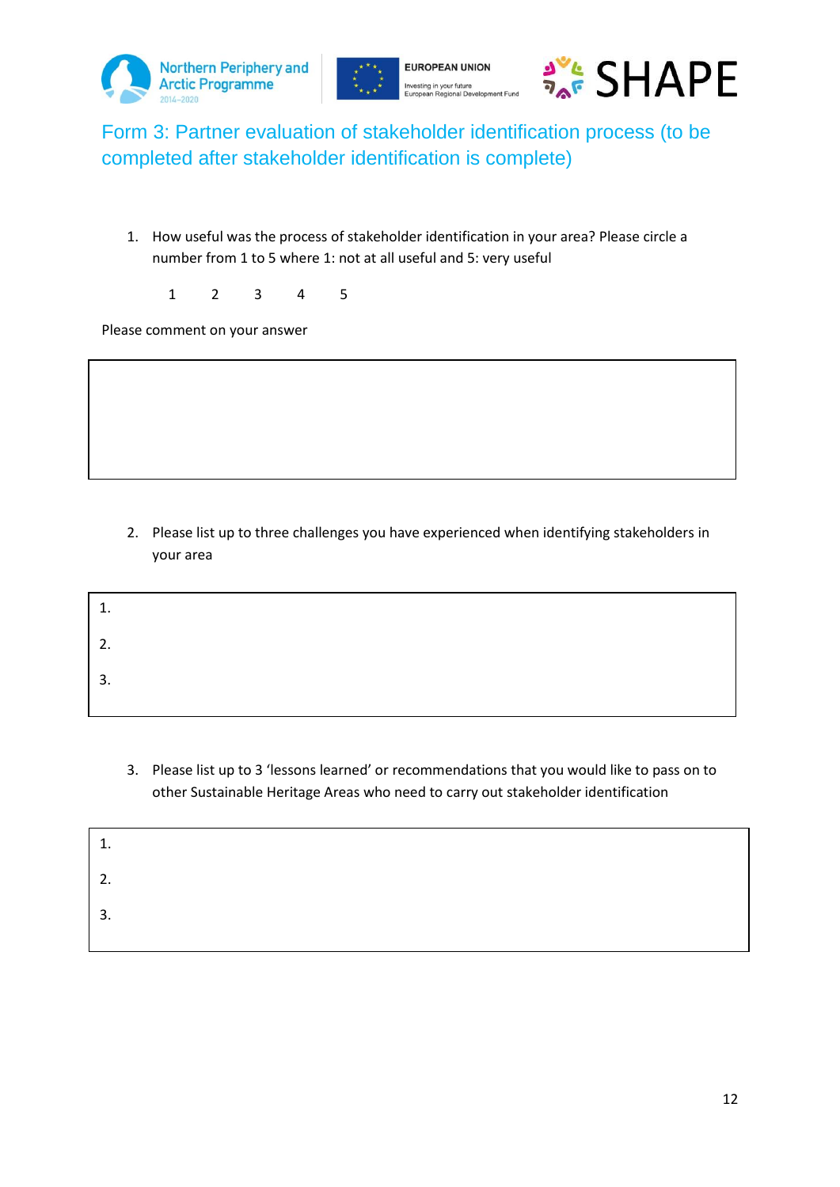# Form 3: Partner evaluation of stakeholder identification process (to be completed after stakeholder identification is complete)

1. How useful was the process of stakeholder identification in your area? Please circle a number from 1 to 5 where 1: not at all useful and 5: very useful

   1 2 3 4 5

Please comment on your answer

2. Please list up to three challenges you have experienced when identifying stakeholders in your area

| |
|---|
| 1. |
| 2. |
| 3. |

3. Please list up to 3 'lessons learned' or recommendations that you would like to pass on to other Sustainable Heritage Areas who need to carry out stakeholder identification

| |
|---|
| 1. |
| 2. |
| 3. |